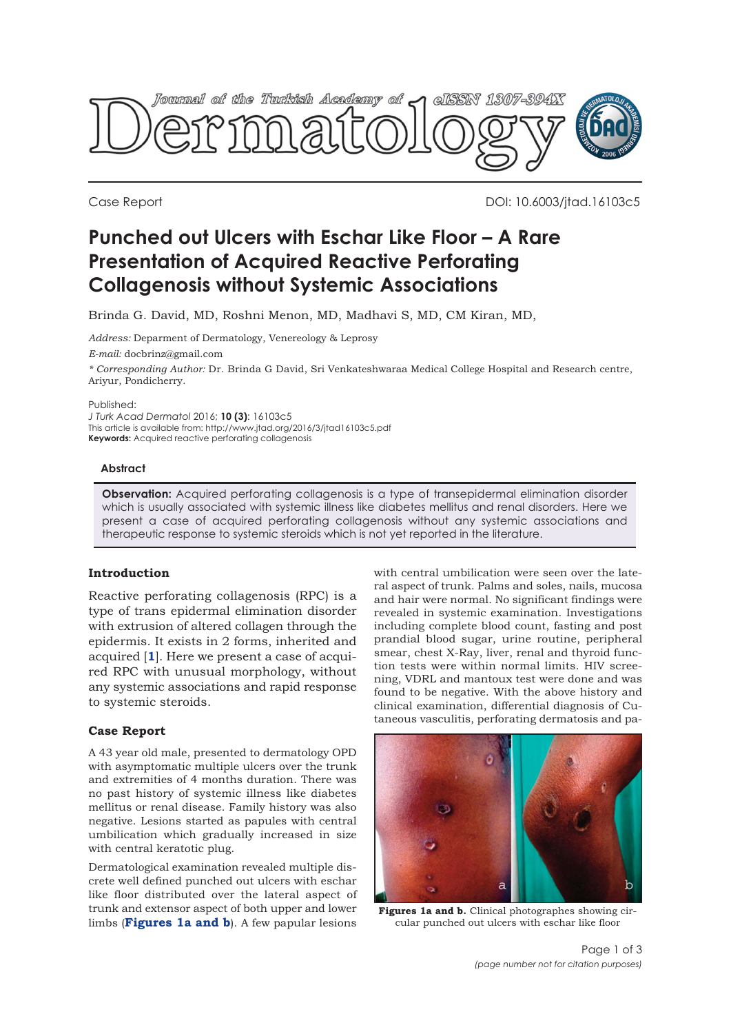Case Report

DOI: 10.6003/jtad.16103c5

# Punched out Ulcers with Eschar Like Floor – A Rare Presentation of Acquired Reactive Perforating Collagenosis without Systemic Associations

Brinda G. David, MD, Roshni Menon, MD, Madhavi S, MD, CM Kiran, MD,

*Address:* Deparment of Dermatology, Venereology & Leprosy

*E-mail:* docbrinz@gmail.com

*\* Corresponding Author:* Dr. Brinda G David, Sri Venkateshwaraa Medical College Hospital and Research centre, Ariyur, Pondicherry.

Published:
*J Turk Acad Dermatol* 2016; **10 (3)**: 16103c5
This article is available from: http://www.jtad.org/2016/3/jtad16103c5.pdf
**Keywords:** Acquired reactive perforating collagenosis

### Abstract

**Observation:** Acquired perforating collagenosis is a type of transepidermal elimination disorder which is usually associated with systemic illness like diabetes mellitus and renal disorders. Here we present a case of acquired perforating collagenosis without any systemic associations and therapeutic response to systemic steroids which is not yet reported in the literature.

## Introduction

Reactive perforating collagenosis (RPC) is a type of trans epidermal elimination disorder with extrusion of altered collagen through the epidermis. It exists in 2 forms, inherited and acquired [1]. Here we present a case of acquired RPC with unusual morphology, without any systemic associations and rapid response to systemic steroids.

## Case Report

A 43 year old male, presented to dermatology OPD with asymptomatic multiple ulcers over the trunk and extremities of 4 months duration. There was no past history of systemic illness like diabetes mellitus or renal disease. Family history was also negative. Lesions started as papules with central umbilication which gradually increased in size with central keratotic plug.

Dermatological examination revealed multiple discrete well defined punched out ulcers with eschar like floor distributed over the lateral aspect of trunk and extensor aspect of both upper and lower limbs (**Figures 1a and b**). A few papular lesions with central umbilication were seen over the lateral aspect of trunk. Palms and soles, nails, mucosa and hair were normal. No significant findings were revealed in systemic examination. Investigations including complete blood count, fasting and post prandial blood sugar, urine routine, peripheral smear, chest X-Ray, liver, renal and thyroid function tests were within normal limits. HIV screening, VDRL and mantoux test were done and was found to be negative. With the above history and clinical examination, differential diagnosis of Cutaneous vasculitis, perforating dermatosis and pa-

**Figures 1a and b.** Clinical photographes showing circular punched out ulcers with eschar like floor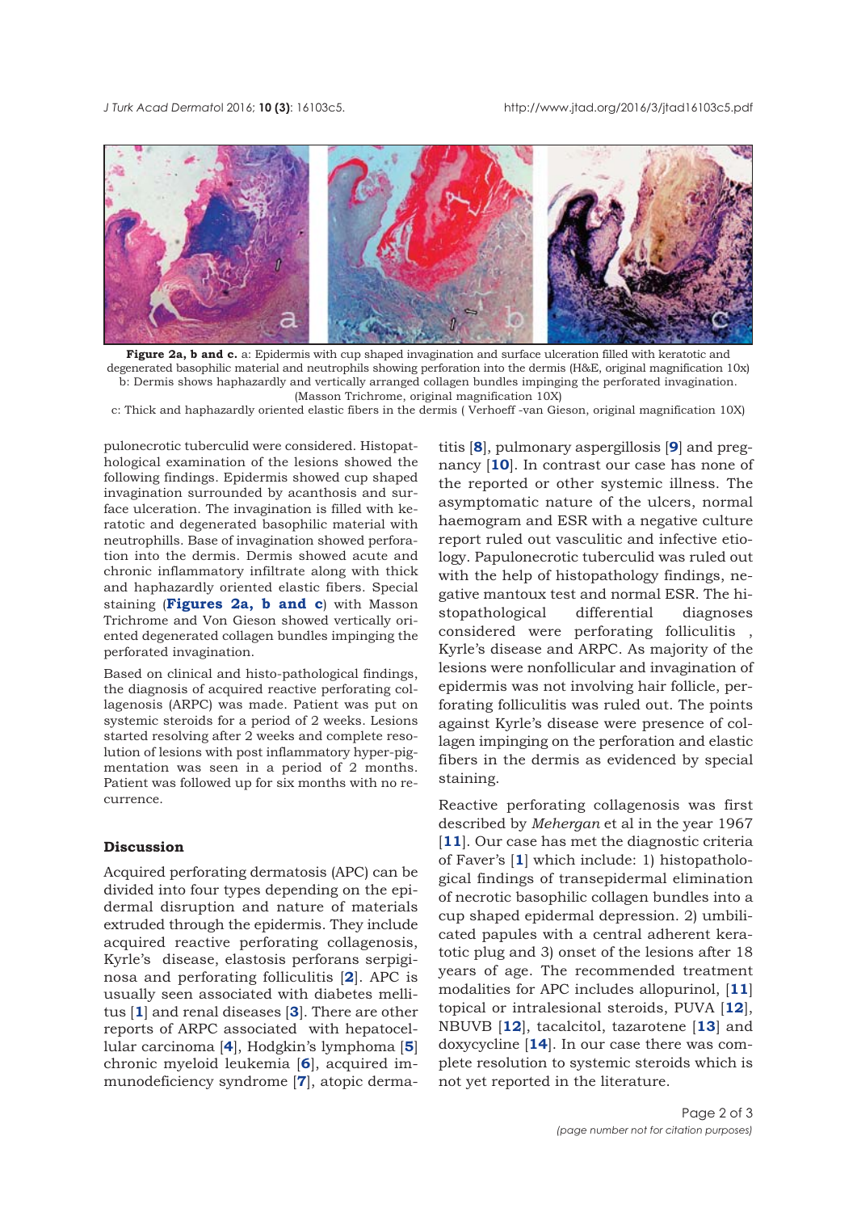**Figure 2a, b and c.** a: Epidermis with cup shaped invagination and surface ulceration filled with keratotic and degenerated basophilic material and neutrophils showing perforation into the dermis (H&E, original magnification 10x) b: Dermis shows haphazardly and vertically arranged collagen bundles impinging the perforated invagination. (Masson Trichrome, original magnification 10X)
c: Thick and haphazardly oriented elastic fibers in the dermis ( Verhoeff -van Gieson, original magnification 10X)

pulonecrotic tuberculid were considered. Histopathological examination of the lesions showed the following findings. Epidermis showed cup shaped invagination surrounded by acanthosis and surface ulceration. The invagination is filled with keratotic and degenerated basophilic material with neutrophills. Base of invagination showed perforation into the dermis. Dermis showed acute and chronic inflammatory infiltrate along with thick and haphazardly oriented elastic fibers. Special staining (**Figures 2a, b and c**) with Masson Trichrome and Von Gieson showed vertically oriented degenerated collagen bundles impinging the perforated invagination.

Based on clinical and histo-pathological findings, the diagnosis of acquired reactive perforating collagenosis (ARPC) was made. Patient was put on systemic steroids for a period of 2 weeks. Lesions started resolving after 2 weeks and complete resolution of lesions with post inflammatory hyper-pigmentation was seen in a period of 2 months. Patient was followed up for six months with no recurrence.

## Discussion

Acquired perforating dermatosis (APC) can be divided into four types depending on the epidermal disruption and nature of materials extruded through the epidermis. They include acquired reactive perforating collagenosis, Kyrle's disease, elastosis perforans serpiginosa and perforating folliculitis [2]. APC is usually seen associated with diabetes mellitus [1] and renal diseases [3]. There are other reports of ARPC associated with hepatocellular carcinoma [4], Hodgkin's lymphoma [5] chronic myeloid leukemia [6], acquired immunodeficiency syndrome [7], atopic dermatitis [8], pulmonary aspergillosis [9] and pregnancy [10]. In contrast our case has none of the reported or other systemic illness. The asymptomatic nature of the ulcers, normal haemogram and ESR with a negative culture report ruled out vasculitic and infective etiology. Papulonecrotic tuberculid was ruled out with the help of histopathology findings, negative mantoux test and normal ESR. The histopathological differential diagnoses considered were perforating folliculitis , Kyrle's disease and ARPC. As majority of the lesions were nonfollicular and invagination of epidermis was not involving hair follicle, perforating folliculitis was ruled out. The points against Kyrle's disease were presence of collagen impinging on the perforation and elastic fibers in the dermis as evidenced by special staining.

Reactive perforating collagenosis was first described by *Mehergan* et al in the year 1967 [11]. Our case has met the diagnostic criteria of Faver's [1] which include: 1) histopathological findings of transepidermal elimination of necrotic basophilic collagen bundles into a cup shaped epidermal depression. 2) umbilicated papules with a central adherent keratotic plug and 3) onset of the lesions after 18 years of age. The recommended treatment modalities for APC includes allopurinol, [11] topical or intralesional steroids, PUVA [12], NBUVB [12], tacalcitol, tazarotene [13] and doxycycline [14]. In our case there was complete resolution to systemic steroids which is not yet reported in the literature.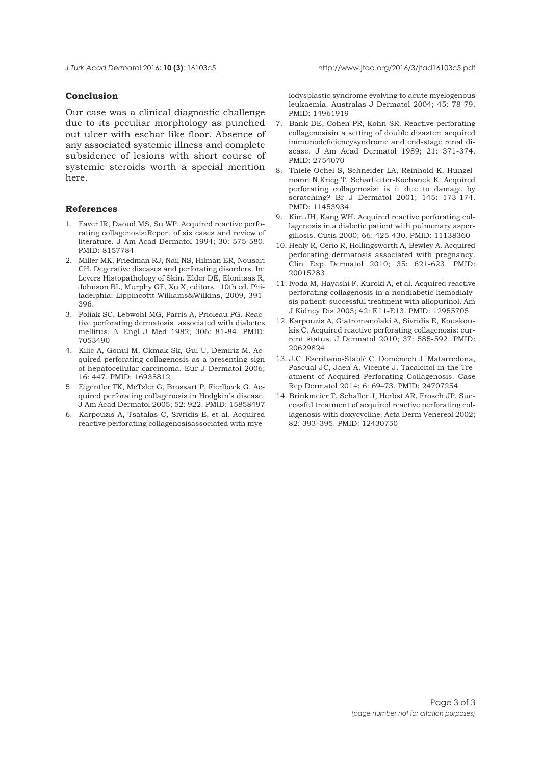## Conclusion

Our case was a clinical diagnostic challenge due to its peculiar morphology as punched out ulcer with eschar like floor. Absence of any associated systemic illness and complete subsidence of lesions with short course of systemic steroids worth a special mention here.

## References

1. Faver IR, Daoud MS, Su WP. Acquired reactive perforating collagenosis:Report of six cases and review of literature. J Am Acad Dermatol 1994; 30: 575-580. PMID: 8157784
2. Miller MK, Friedman RJ, Nail NS, Hilman ER, Nousari CH. Degerative diseases and perforating disorders. In: Levers Histopathology of Skin. Elder DE, Elenitsas R, Johnson BL, Murphy GF, Xu X, editors. 10th ed. Philadelphia: Lippincottt Williams&Wilkins, 2009, 391-396.
3. Poliak SC, Lebwohl MG, Parris A, Prioleau PG. Reactive perforating dermatosis associated with diabetes mellitus. N Engl J Med 1982; 306: 81-84. PMID: 7053490
4. Kilic A, Gonul M, Ckmak Sk, Gul U, Demiriz M. Acquired perforating collagenosis as a presenting sign of hepatocellular carcinoma. Eur J Dermatol 2006; 16: 447. PMID: 16935812
5. Eigentler TK, MeTzler G, Brossart P, Fierlbeck G. Acquired perforating collagenosis in Hodgkin's disease. J Am Acad Dermatol 2005; 52: 922. PMID: 15858497
6. Karpouzis A, Tsatalas C, Sivridis E, et al. Acquired reactive perforating collagenosisassociated with myelodysplastic syndrome evolving to acute myelogenous leukaemia. Australas J Dermatol 2004; 45: 78-79. PMID: 14961919
7. Bank DE, Cohen PR, Kohn SR. Reactive perforating collagenosisin a setting of double disaster: acquired immunodeficiencysyndrome and end-stage renal disease. J Am Acad Dermatol 1989; 21: 371-374. PMID: 2754070
8. Thiele-Ochel S, Schneider LA, Reinhold K, Hunzelmann N,Krieg T, Scharffetter-Kochanek K. Acquired perforating collagenosis: is it due to damage by scratching? Br J Dermatol 2001; 145: 173-174. PMID: 11453934
9. Kim JH, Kang WH. Acquired reactive perforating collagenosis in a diabetic patient with pulmonary aspergillosis. Cutis 2000; 66: 425-430. PMID: 11138360
10. Healy R, Cerio R, Hollingsworth A, Bewley A. Acquired perforating dermatosis associated with pregnancy. Clin Exp Dermatol 2010; 35: 621-623. PMID: 20015283
11. Iyoda M, Hayashi F, Kuroki A, et al. Acquired reactive perforating collagenosis in a nondiabetic hemodialysis patient: successful treatment with allopurinol. Am J Kidney Dis 2003; 42: E11-E13. PMID: 12955705
12. Karpouzis A, Giatromanolaki A, Sivridis E, Kouskoukis C. Acquired reactive perforating collagenosis: current status. J Dermatol 2010; 37: 585-592. PMID: 20629824
13. J.C. Escribano-Stablé C. Doménech J. Matarredona, Pascual JC, Jaen A, Vicente J. Tacalcitol in the Treatment of Acquired Perforating Collagenosis. Case Rep Dermatol 2014; 6: 69–73. PMID: 24707254
14. Brinkmeier T, Schaller J, Herbst AR, Frosch JP. Successful treatment of acquired reactive perforating collagenosis with doxycycline. Acta Derm Venereol 2002; 82: 393–395. PMID: 12430750